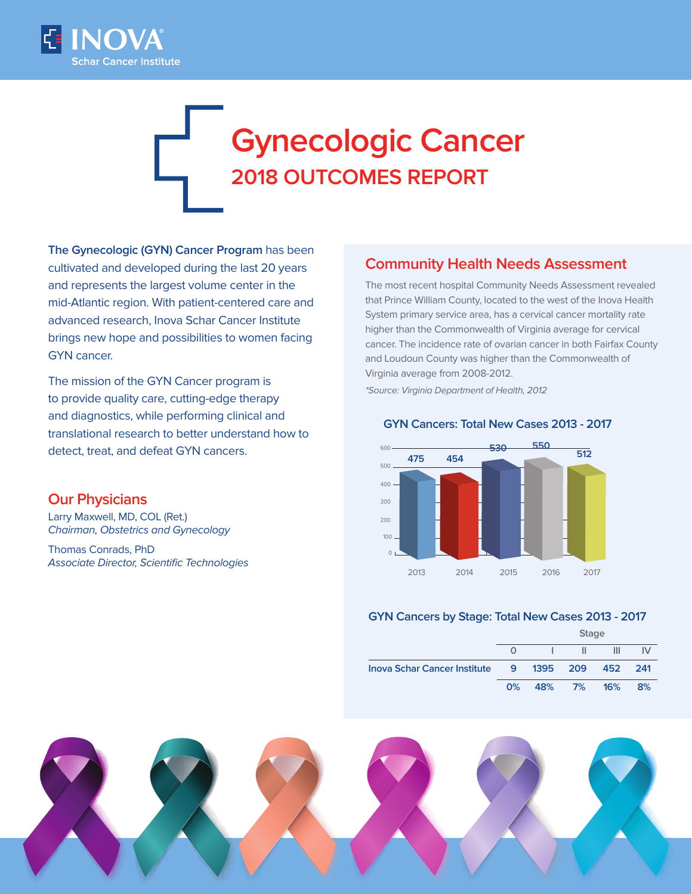# Gynecologic Cancer

## 2018 OUTCOMES REPORT

**The Gynecologic (GYN) Cancer Program** has been cultivated and developed during the last 20 years and represents the largest volume center in the mid-Atlantic region. With patient-centered care and advanced research, Inova Schar Cancer Institute brings new hope and possibilities to women facing GYN cancer.

The mission of the GYN Cancer program is to provide quality care, cutting-edge therapy and diagnostics, while performing clinical and translational research to better understand how to detect, treat, and defeat GYN cancers.

## Our Physicians

Larry Maxwell, MD, COL (Ret.)
*Chairman, Obstetrics and Gynecology*

Thomas Conrads, PhD
*Associate Director, Scientific Technologies*

## Community Health Needs Assessment

The most recent hospital Community Needs Assessment revealed that Prince William County, located to the west of the Inova Health System primary service area, has a cervical cancer mortality rate higher than the Commonwealth of Virginia average for cervical cancer. The incidence rate of ovarian cancer in both Fairfax County and Loudoun County was higher than the Commonwealth of Virginia average from 2008-2012.

*\*Source: Virginia Department of Health, 2012*

### GYN Cancers: Total New Cases 2013 - 2017

| Year | New Cases |
|---|---|
| 2013 | 475 |
| 2014 | 454 |
| 2015 | 530 |
| 2016 | 550 |
| 2017 | 512 |

### GYN Cancers by Stage: Total New Cases 2013 - 2017

| | Stage 0 | Stage I | Stage II | Stage III | Stage IV |
|---|---|---|---|---|---|
| Inova Schar Cancer Institute | 9 | 1395 | 209 | 452 | 241 |
| | 0% | 48% | 7% | 16% | 8% |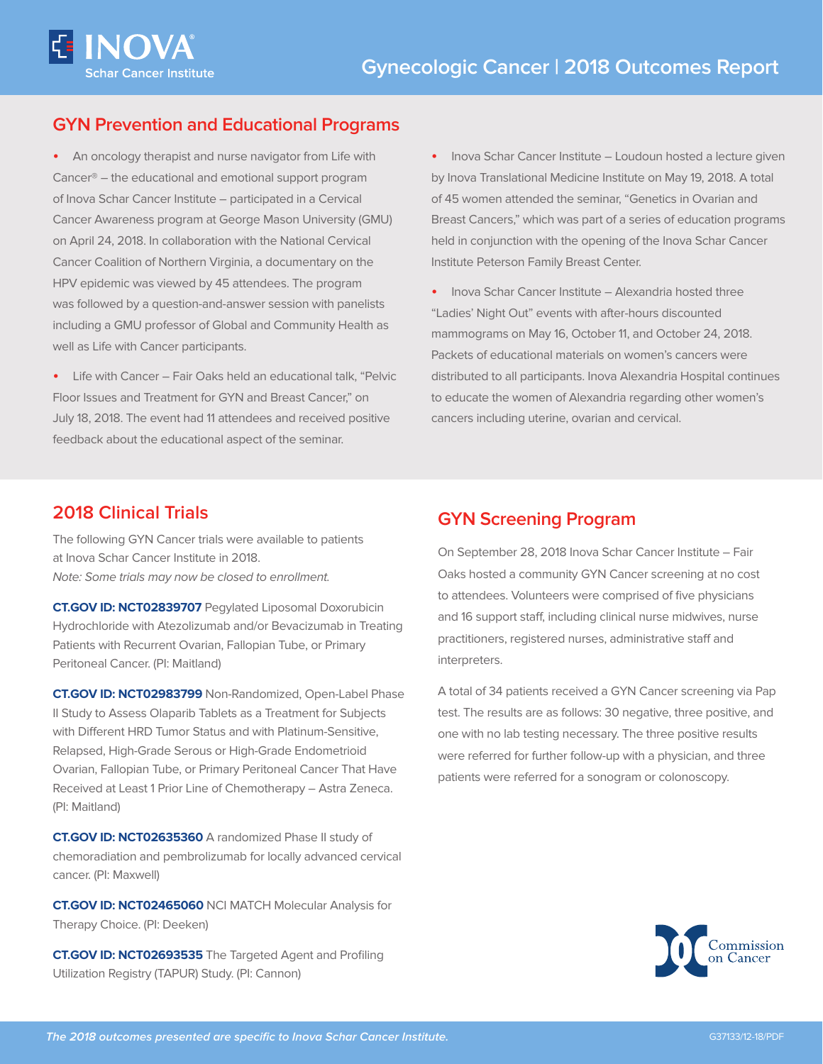# Gynecologic Cancer | 2018 Outcomes Report

## GYN Prevention and Educational Programs

- An oncology therapist and nurse navigator from Life with Cancer® – the educational and emotional support program of Inova Schar Cancer Institute – participated in a Cervical Cancer Awareness program at George Mason University (GMU) on April 24, 2018. In collaboration with the National Cervical Cancer Coalition of Northern Virginia, a documentary on the HPV epidemic was viewed by 45 attendees. The program was followed by a question-and-answer session with panelists including a GMU professor of Global and Community Health as well as Life with Cancer participants.
- Life with Cancer – Fair Oaks held an educational talk, "Pelvic Floor Issues and Treatment for GYN and Breast Cancer," on July 18, 2018. The event had 11 attendees and received positive feedback about the educational aspect of the seminar.
- Inova Schar Cancer Institute – Loudoun hosted a lecture given by Inova Translational Medicine Institute on May 19, 2018. A total of 45 women attended the seminar, "Genetics in Ovarian and Breast Cancers," which was part of a series of education programs held in conjunction with the opening of the Inova Schar Cancer Institute Peterson Family Breast Center.
- Inova Schar Cancer Institute – Alexandria hosted three "Ladies' Night Out" events with after-hours discounted mammograms on May 16, October 11, and October 24, 2018. Packets of educational materials on women's cancers were distributed to all participants. Inova Alexandria Hospital continues to educate the women of Alexandria regarding other women's cancers including uterine, ovarian and cervical.

## 2018 Clinical Trials

The following GYN Cancer trials were available to patients at Inova Schar Cancer Institute in 2018.
*Note: Some trials may now be closed to enrollment.*

**CT.GOV ID: NCT02839707** Pegylated Liposomal Doxorubicin Hydrochloride with Atezolizumab and/or Bevacizumab in Treating Patients with Recurrent Ovarian, Fallopian Tube, or Primary Peritoneal Cancer. (PI: Maitland)

**CT.GOV ID: NCT02983799** Non-Randomized, Open-Label Phase II Study to Assess Olaparib Tablets as a Treatment for Subjects with Different HRD Tumor Status and with Platinum-Sensitive, Relapsed, High-Grade Serous or High-Grade Endometrioid Ovarian, Fallopian Tube, or Primary Peritoneal Cancer That Have Received at Least 1 Prior Line of Chemotherapy – Astra Zeneca. (PI: Maitland)

**CT.GOV ID: NCT02635360** A randomized Phase II study of chemoradiation and pembrolizumab for locally advanced cervical cancer. (PI: Maxwell)

**CT.GOV ID: NCT02465060** NCI MATCH Molecular Analysis for Therapy Choice. (PI: Deeken)

**CT.GOV ID: NCT02693535** The Targeted Agent and Profiling Utilization Registry (TAPUR) Study. (PI: Cannon)

## GYN Screening Program

On September 28, 2018 Inova Schar Cancer Institute – Fair Oaks hosted a community GYN Cancer screening at no cost to attendees. Volunteers were comprised of five physicians and 16 support staff, including clinical nurse midwives, nurse practitioners, registered nurses, administrative staff and interpreters.

A total of 34 patients received a GYN Cancer screening via Pap test. The results are as follows: 30 negative, three positive, and one with no lab testing necessary. The three positive results were referred for further follow-up with a physician, and three patients were referred for a sonogram or colonoscopy.

*The 2018 outcomes presented are specific to Inova Schar Cancer Institute.*